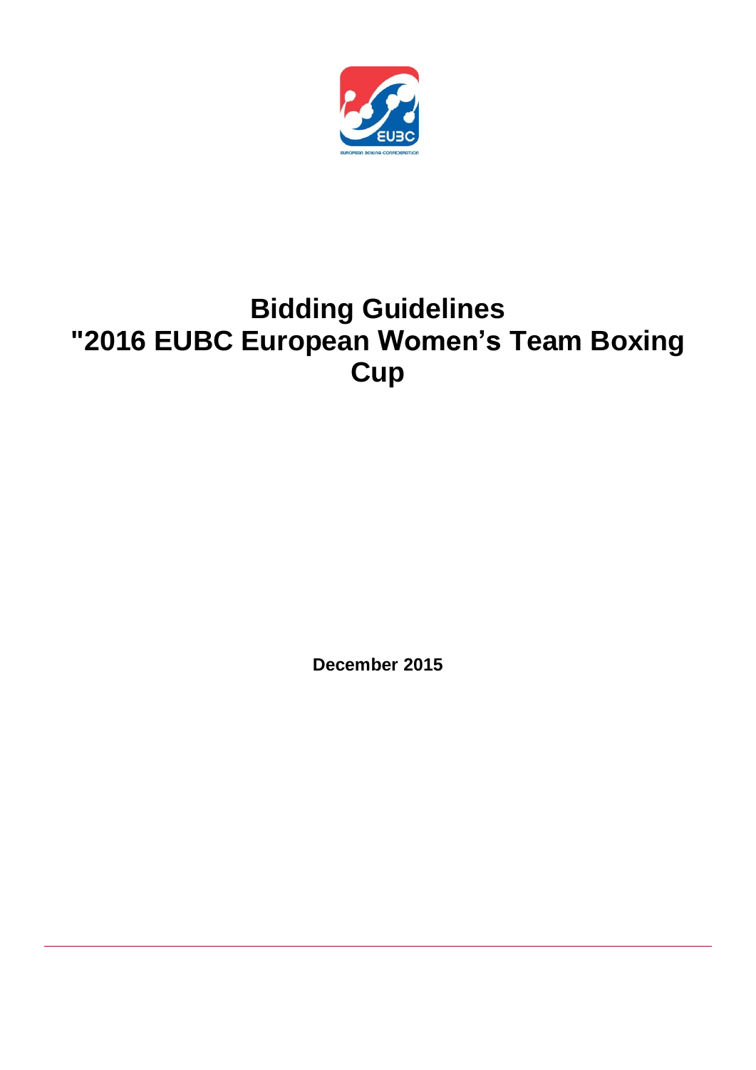# Bidding Guidelines "2016 EUBC European Women's Team Boxing Cup

**December 2015**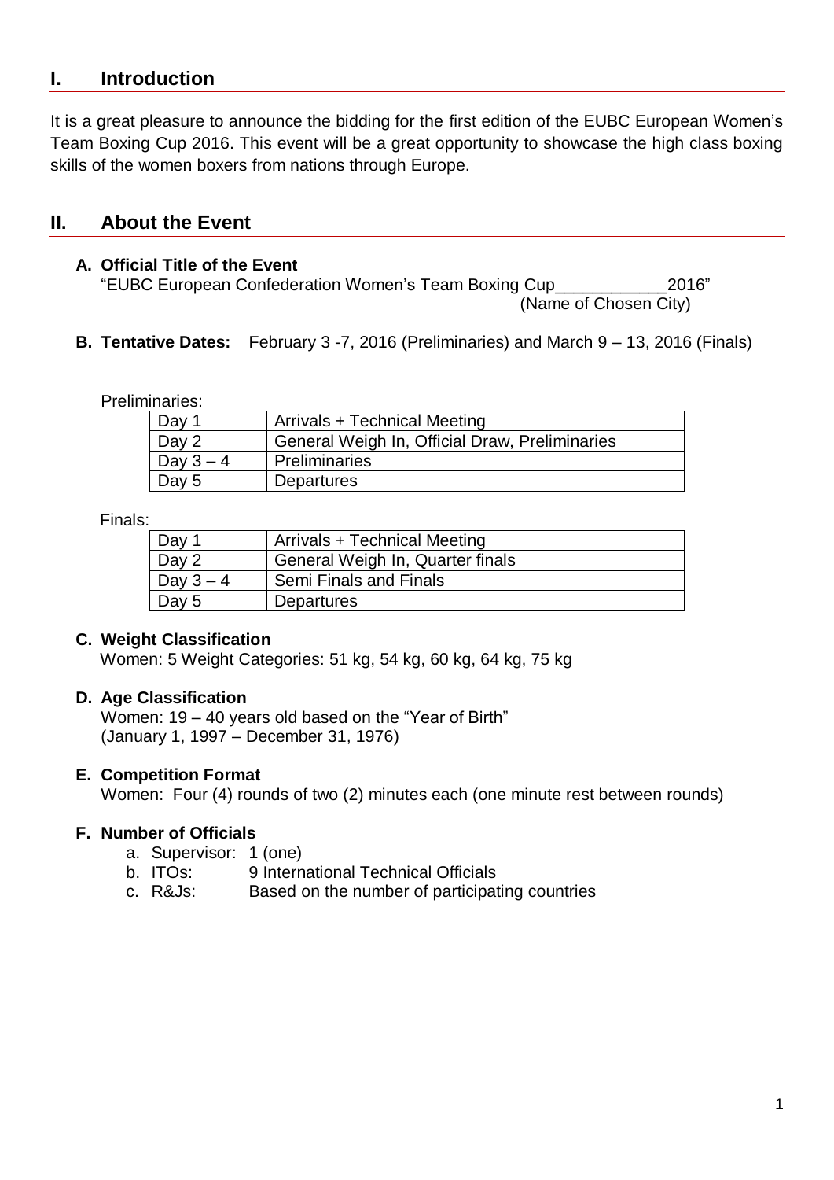## I. Introduction

It is a great pleasure to announce the bidding for the first edition of the EUBC European Women's Team Boxing Cup 2016. This event will be a great opportunity to showcase the high class boxing skills of the women boxers from nations through Europe.

## II. About the Event

### A. Official Title of the Event

"EUBC European Confederation Women's Team Boxing Cup____________2016"
(Name of Chosen City)

### B. Tentative Dates: February 3 -7, 2016 (Preliminaries) and March 9 – 13, 2016 (Finals)

Preliminaries:

| Day 1 | Arrivals + Technical Meeting |
|---|---|
| Day 2 | General Weigh In, Official Draw, Preliminaries |
| Day 3 – 4 | Preliminaries |
| Day 5 | Departures |

Finals:

| Day 1 | Arrivals + Technical Meeting |
|---|---|
| Day 2 | General Weigh In, Quarter finals |
| Day 3 – 4 | Semi Finals and Finals |
| Day 5 | Departures |

### C. Weight Classification

Women: 5 Weight Categories: 51 kg, 54 kg, 60 kg, 64 kg, 75 kg

### D. Age Classification

Women: 19 – 40 years old based on the "Year of Birth"
(January 1, 1997 – December 31, 1976)

### E. Competition Format

Women: Four (4) rounds of two (2) minutes each (one minute rest between rounds)

### F. Number of Officials

a. Supervisor: 1 (one)
b. ITOs: 9 International Technical Officials
c. R&Js: Based on the number of participating countries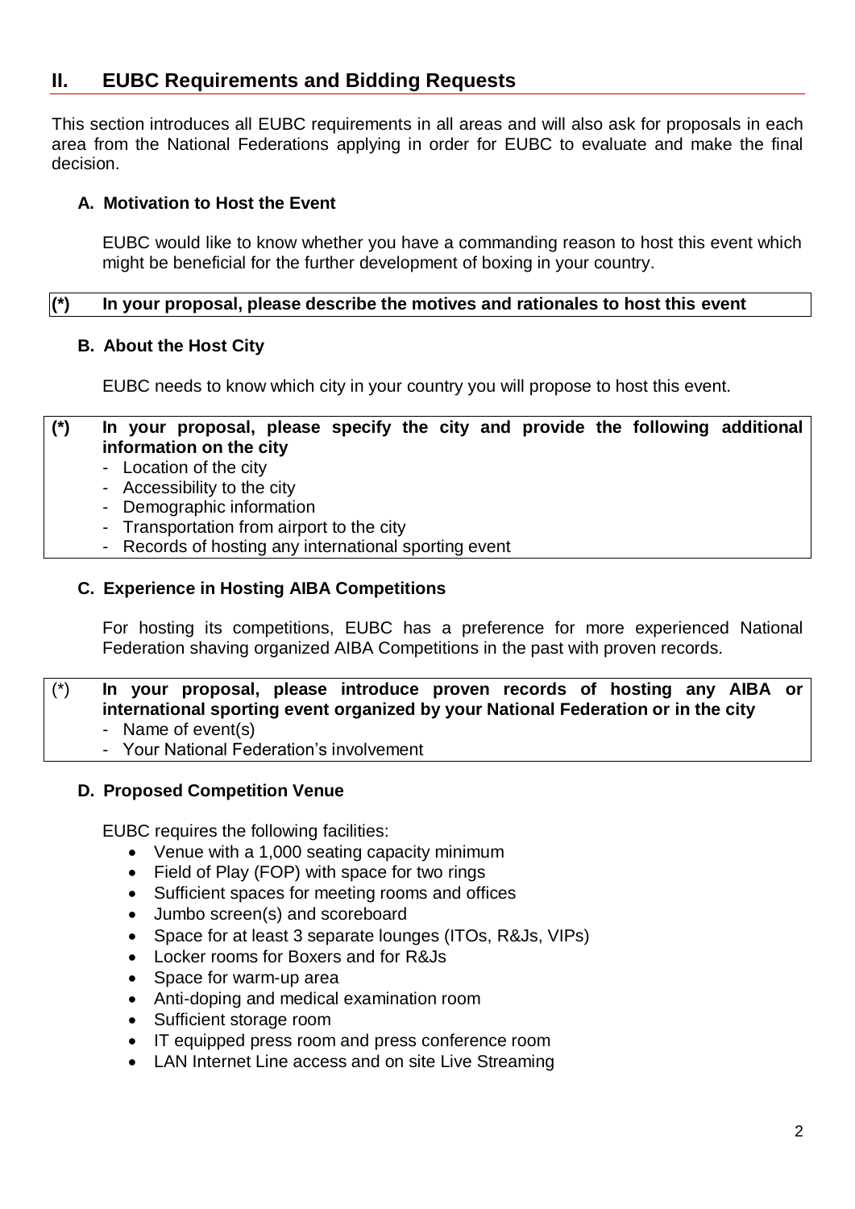## II. EUBC Requirements and Bidding Requests

This section introduces all EUBC requirements in all areas and will also ask for proposals in each area from the National Federations applying in order for EUBC to evaluate and make the final decision.

### A. Motivation to Host the Event

EUBC would like to know whether you have a commanding reason to host this event which might be beneficial for the further development of boxing in your country.

**(*) In your proposal, please describe the motives and rationales to host this event**

### B. About the Host City

EUBC needs to know which city in your country you will propose to host this event.

**(*) In your proposal, please specify the city and provide the following additional information on the city**

- Location of the city
- Accessibility to the city
- Demographic information
- Transportation from airport to the city
- Records of hosting any international sporting event

### C. Experience in Hosting AIBA Competitions

For hosting its competitions, EUBC has a preference for more experienced National Federation shaving organized AIBA Competitions in the past with proven records.

(*) **In your proposal, please introduce proven records of hosting any AIBA or international sporting event organized by your National Federation or in the city**

- Name of event(s)
- Your National Federation's involvement

### D. Proposed Competition Venue

EUBC requires the following facilities:

- Venue with a 1,000 seating capacity minimum
- Field of Play (FOP) with space for two rings
- Sufficient spaces for meeting rooms and offices
- Jumbo screen(s) and scoreboard
- Space for at least 3 separate lounges (ITOs, R&Js, VIPs)
- Locker rooms for Boxers and for R&Js
- Space for warm-up area
- Anti-doping and medical examination room
- Sufficient storage room
- IT equipped press room and press conference room
- LAN Internet Line access and on site Live Streaming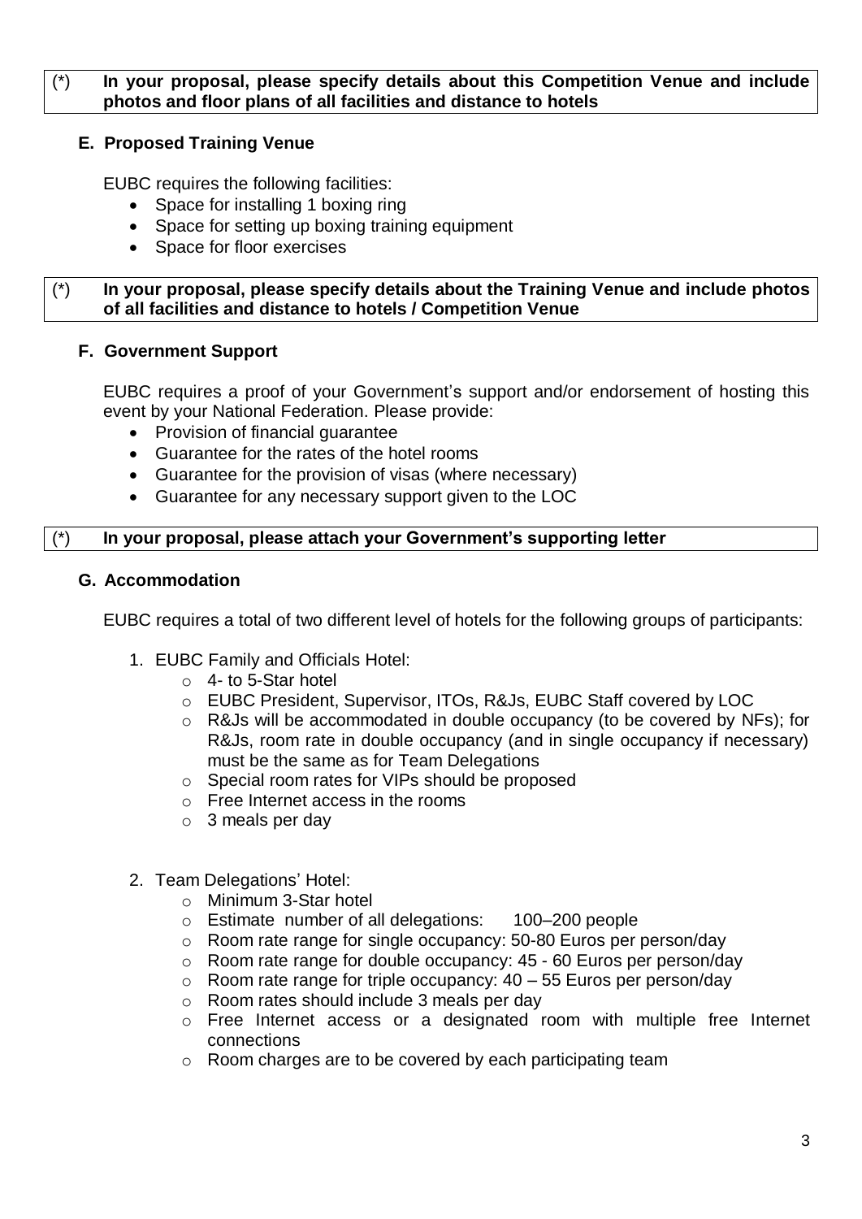(*) **In your proposal, please specify details about this Competition Venue and include photos and floor plans of all facilities and distance to hotels**

### E. Proposed Training Venue

EUBC requires the following facilities:

- Space for installing 1 boxing ring
- Space for setting up boxing training equipment
- Space for floor exercises

(*) **In your proposal, please specify details about the Training Venue and include photos of all facilities and distance to hotels / Competition Venue**

### F. Government Support

EUBC requires a proof of your Government's support and/or endorsement of hosting this event by your National Federation. Please provide:

- Provision of financial guarantee
- Guarantee for the rates of the hotel rooms
- Guarantee for the provision of visas (where necessary)
- Guarantee for any necessary support given to the LOC

(*) **In your proposal, please attach your Government's supporting letter**

### G. Accommodation

EUBC requires a total of two different level of hotels for the following groups of participants:

1. EUBC Family and Officials Hotel:
   - 4- to 5-Star hotel
   - EUBC President, Supervisor, ITOs, R&Js, EUBC Staff covered by LOC
   - R&Js will be accommodated in double occupancy (to be covered by NFs); for R&Js, room rate in double occupancy (and in single occupancy if necessary) must be the same as for Team Delegations
   - Special room rates for VIPs should be proposed
   - Free Internet access in the rooms
   - 3 meals per day

2. Team Delegations' Hotel:
   - Minimum 3-Star hotel
   - Estimate number of all delegations: 100–200 people
   - Room rate range for single occupancy: 50-80 Euros per person/day
   - Room rate range for double occupancy: 45 - 60 Euros per person/day
   - Room rate range for triple occupancy: 40 – 55 Euros per person/day
   - Room rates should include 3 meals per day
   - Free Internet access or a designated room with multiple free Internet connections
   - Room charges are to be covered by each participating team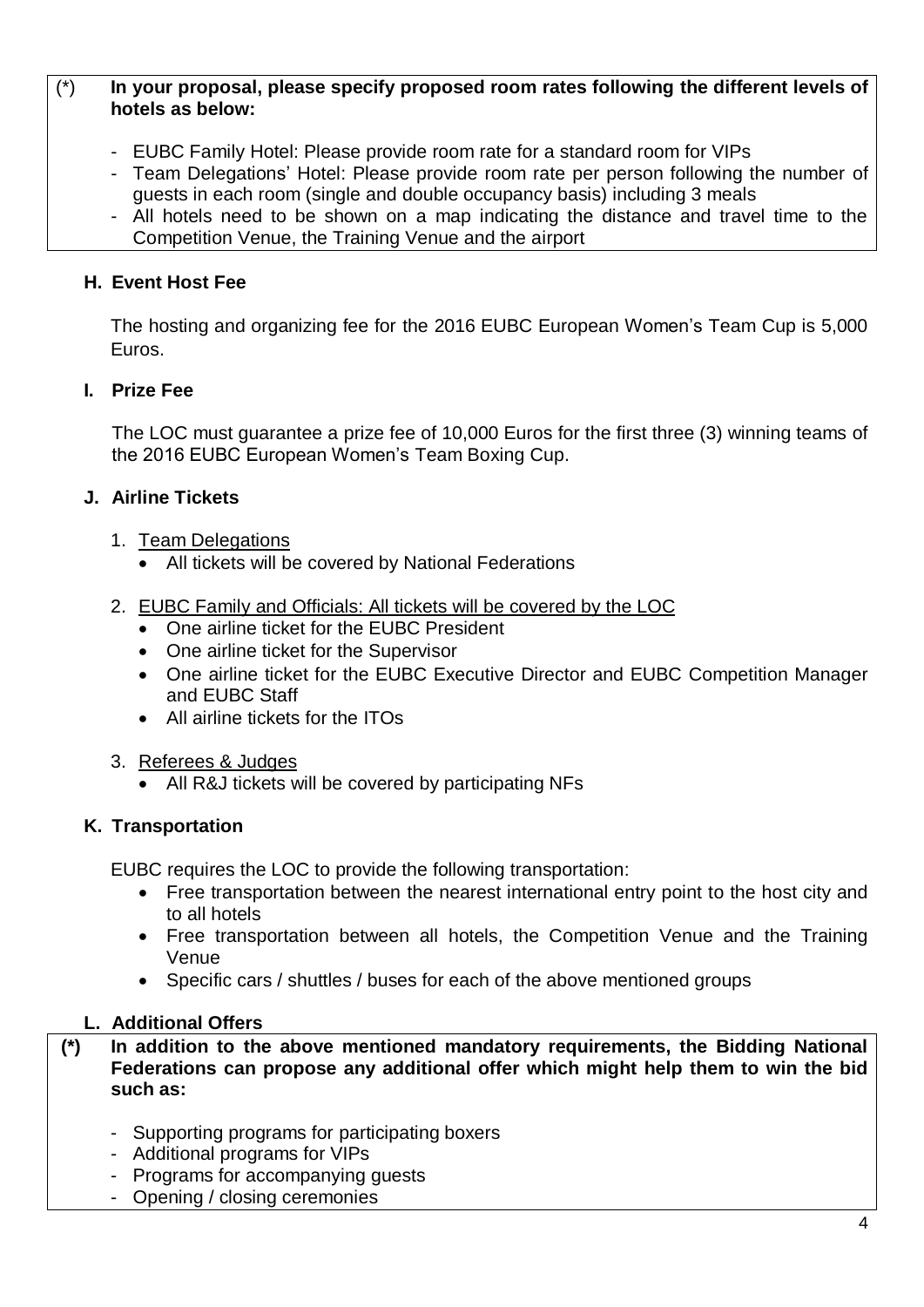(*) **In your proposal, please specify proposed room rates following the different levels of hotels as below:**

- EUBC Family Hotel: Please provide room rate for a standard room for VIPs
- Team Delegations' Hotel: Please provide room rate per person following the number of guests in each room (single and double occupancy basis) including 3 meals
- All hotels need to be shown on a map indicating the distance and travel time to the Competition Venue, the Training Venue and the airport

## H. Event Host Fee

The hosting and organizing fee for the 2016 EUBC European Women's Team Cup is 5,000 Euros.

## I. Prize Fee

The LOC must guarantee a prize fee of 10,000 Euros for the first three (3) winning teams of the 2016 EUBC European Women's Team Boxing Cup.

## J. Airline Tickets

1. Team Delegations
   - All tickets will be covered by National Federations
2. EUBC Family and Officials: All tickets will be covered by the LOC
   - One airline ticket for the EUBC President
   - One airline ticket for the Supervisor
   - One airline ticket for the EUBC Executive Director and EUBC Competition Manager and EUBC Staff
   - All airline tickets for the ITOs
3. Referees & Judges
   - All R&J tickets will be covered by participating NFs

## K. Transportation

EUBC requires the LOC to provide the following transportation:

- Free transportation between the nearest international entry point to the host city and to all hotels
- Free transportation between all hotels, the Competition Venue and the Training Venue
- Specific cars / shuttles / buses for each of the above mentioned groups

## L. Additional Offers

**(*) In addition to the above mentioned mandatory requirements, the Bidding National Federations can propose any additional offer which might help them to win the bid such as:**

- Supporting programs for participating boxers
- Additional programs for VIPs
- Programs for accompanying guests
- Opening / closing ceremonies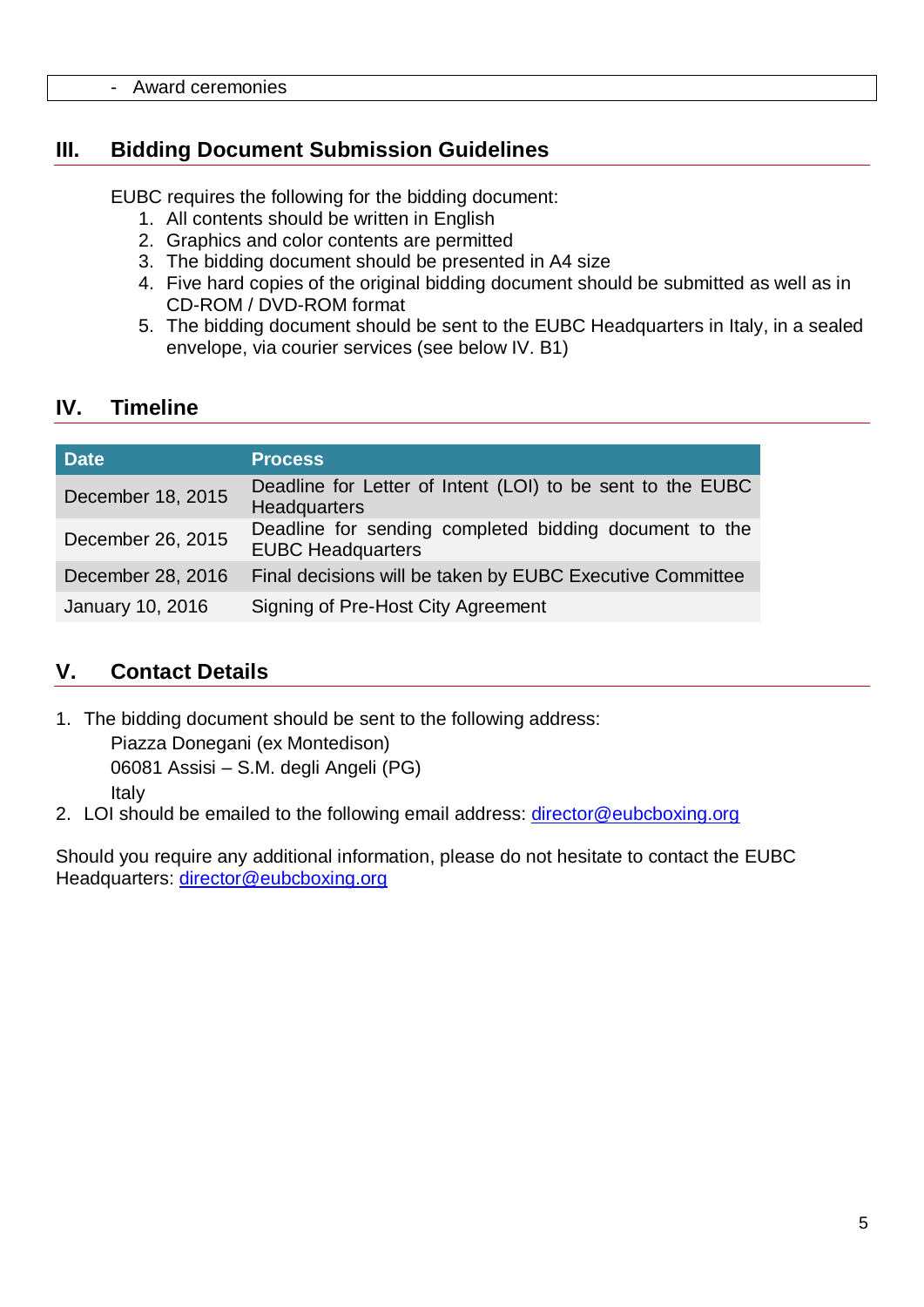| - Award ceremonies |
|---|

## III. Bidding Document Submission Guidelines

EUBC requires the following for the bidding document:

1. All contents should be written in English
2. Graphics and color contents are permitted
3. The bidding document should be presented in A4 size
4. Five hard copies of the original bidding document should be submitted as well as in CD-ROM / DVD-ROM format
5. The bidding document should be sent to the EUBC Headquarters in Italy, in a sealed envelope, via courier services (see below IV. B1)

## IV. Timeline

| Date | Process |
|---|---|
| December 18, 2015 | Deadline for Letter of Intent (LOI) to be sent to the EUBC Headquarters |
| December 26, 2015 | Deadline for sending completed bidding document to the EUBC Headquarters |
| December 28, 2016 | Final decisions will be taken by EUBC Executive Committee |
| January 10, 2016 | Signing of Pre-Host City Agreement |

## V. Contact Details

1. The bidding document should be sent to the following address:
   Piazza Donegani (ex Montedison)
   06081 Assisi – S.M. degli Angeli (PG)
   Italy
2. LOI should be emailed to the following email address: director@eubcboxing.org

Should you require any additional information, please do not hesitate to contact the EUBC Headquarters: director@eubcboxing.org